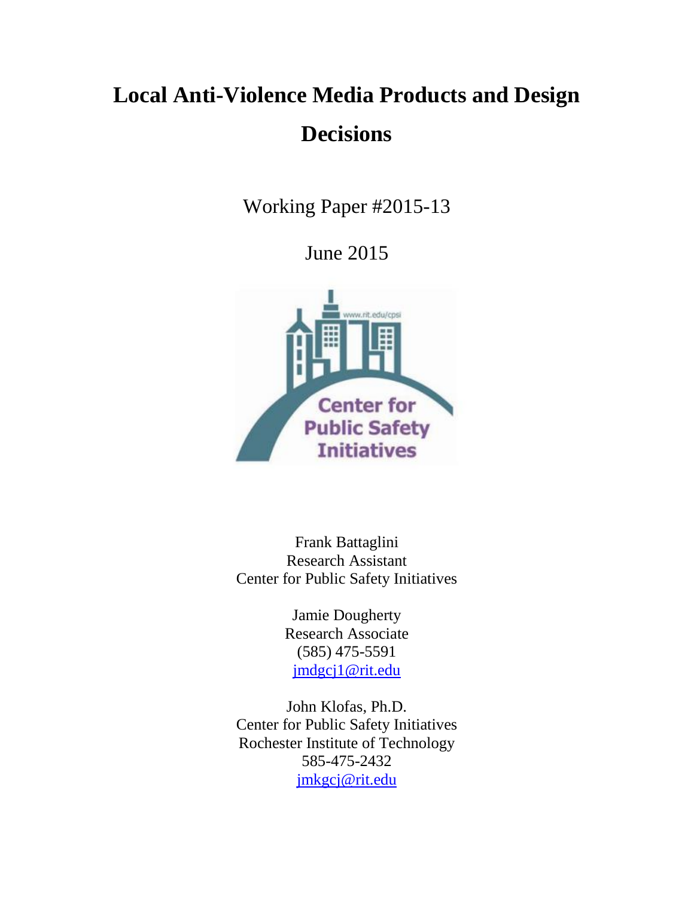# Local Anti-Violence Media Products and Design Decisions

Working Paper #2015-13

June 2015

Frank Battaglini
Research Assistant
Center for Public Safety Initiatives

Jamie Dougherty
Research Associate
(585) 475-5591
jmdgcj1@rit.edu

John Klofas, Ph.D.
Center for Public Safety Initiatives
Rochester Institute of Technology
585-475-2432
jmkgcj@rit.edu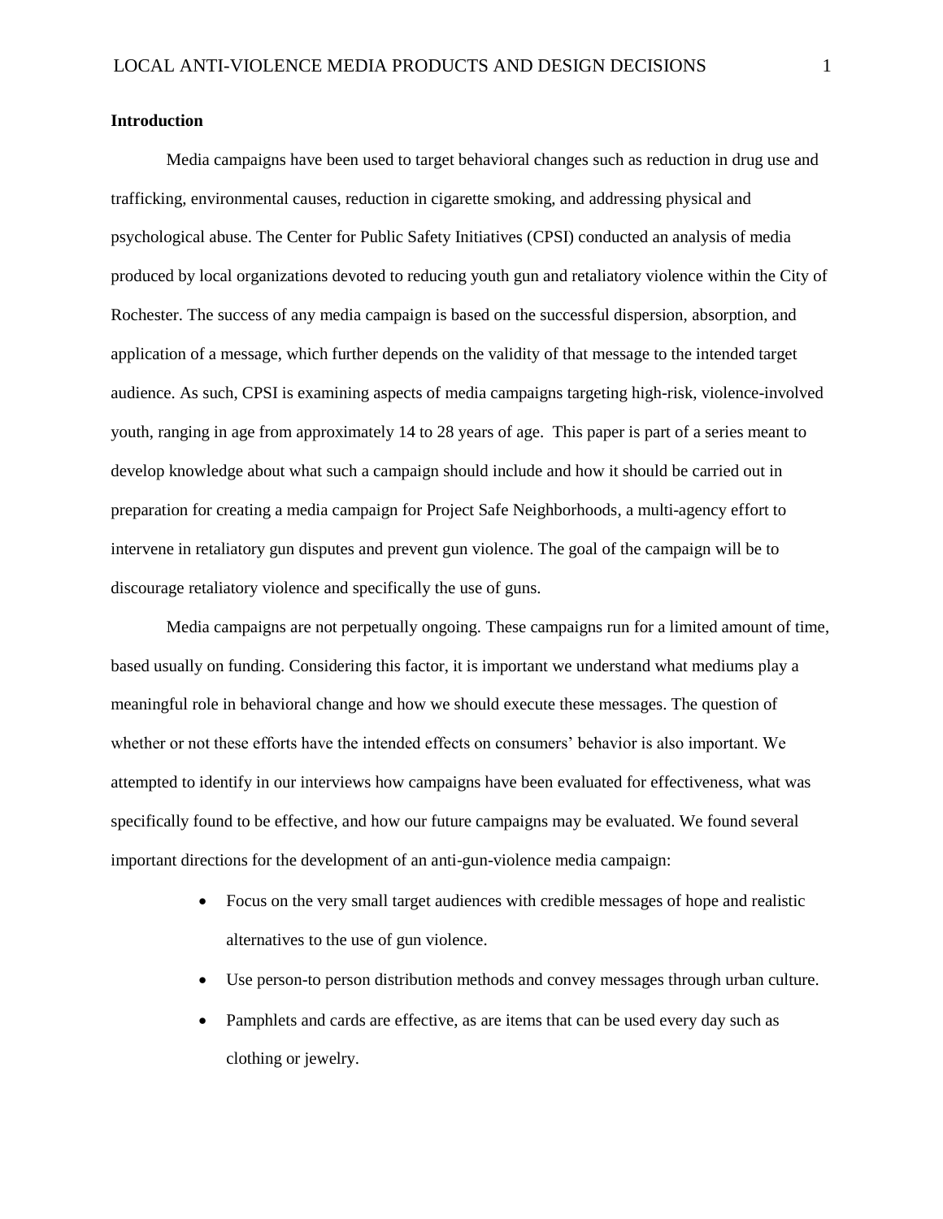**Introduction**

Media campaigns have been used to target behavioral changes such as reduction in drug use and trafficking, environmental causes, reduction in cigarette smoking, and addressing physical and psychological abuse. The Center for Public Safety Initiatives (CPSI) conducted an analysis of media produced by local organizations devoted to reducing youth gun and retaliatory violence within the City of Rochester. The success of any media campaign is based on the successful dispersion, absorption, and application of a message, which further depends on the validity of that message to the intended target audience. As such, CPSI is examining aspects of media campaigns targeting high-risk, violence-involved youth, ranging in age from approximately 14 to 28 years of age. This paper is part of a series meant to develop knowledge about what such a campaign should include and how it should be carried out in preparation for creating a media campaign for Project Safe Neighborhoods, a multi-agency effort to intervene in retaliatory gun disputes and prevent gun violence. The goal of the campaign will be to discourage retaliatory violence and specifically the use of guns.

Media campaigns are not perpetually ongoing. These campaigns run for a limited amount of time, based usually on funding. Considering this factor, it is important we understand what mediums play a meaningful role in behavioral change and how we should execute these messages. The question of whether or not these efforts have the intended effects on consumers' behavior is also important. We attempted to identify in our interviews how campaigns have been evaluated for effectiveness, what was specifically found to be effective, and how our future campaigns may be evaluated. We found several important directions for the development of an anti-gun-violence media campaign:

- Focus on the very small target audiences with credible messages of hope and realistic alternatives to the use of gun violence.
- Use person-to person distribution methods and convey messages through urban culture.
- Pamphlets and cards are effective, as are items that can be used every day such as clothing or jewelry.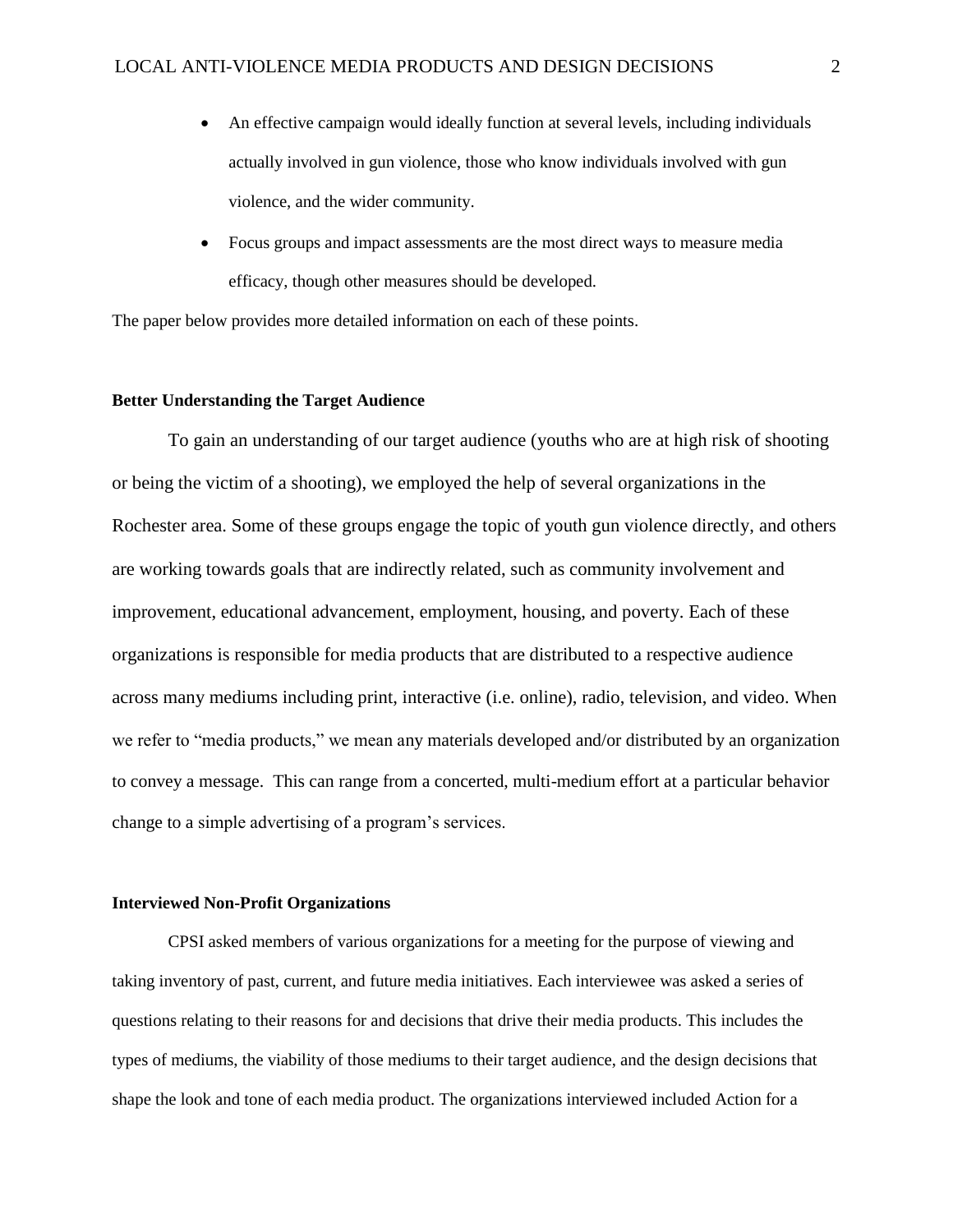- An effective campaign would ideally function at several levels, including individuals actually involved in gun violence, those who know individuals involved with gun violence, and the wider community.
- Focus groups and impact assessments are the most direct ways to measure media efficacy, though other measures should be developed.

The paper below provides more detailed information on each of these points.

**Better Understanding the Target Audience**

To gain an understanding of our target audience (youths who are at high risk of shooting or being the victim of a shooting), we employed the help of several organizations in the Rochester area. Some of these groups engage the topic of youth gun violence directly, and others are working towards goals that are indirectly related, such as community involvement and improvement, educational advancement, employment, housing, and poverty. Each of these organizations is responsible for media products that are distributed to a respective audience across many mediums including print, interactive (i.e. online), radio, television, and video. When we refer to "media products," we mean any materials developed and/or distributed by an organization to convey a message. This can range from a concerted, multi-medium effort at a particular behavior change to a simple advertising of a program's services.

**Interviewed Non-Profit Organizations**

CPSI asked members of various organizations for a meeting for the purpose of viewing and taking inventory of past, current, and future media initiatives. Each interviewee was asked a series of questions relating to their reasons for and decisions that drive their media products. This includes the types of mediums, the viability of those mediums to their target audience, and the design decisions that shape the look and tone of each media product. The organizations interviewed included Action for a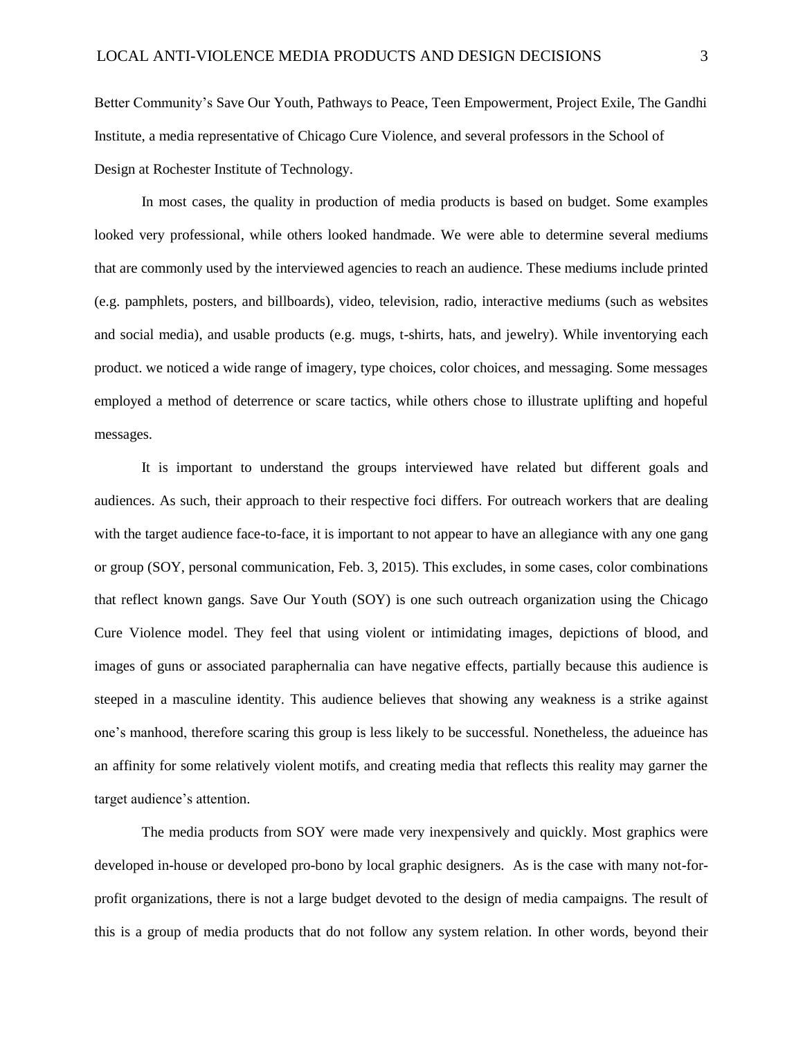Better Community's Save Our Youth, Pathways to Peace, Teen Empowerment, Project Exile, The Gandhi Institute, a media representative of Chicago Cure Violence, and several professors in the School of Design at Rochester Institute of Technology.

In most cases, the quality in production of media products is based on budget. Some examples looked very professional, while others looked handmade. We were able to determine several mediums that are commonly used by the interviewed agencies to reach an audience. These mediums include printed (e.g. pamphlets, posters, and billboards), video, television, radio, interactive mediums (such as websites and social media), and usable products (e.g. mugs, t-shirts, hats, and jewelry). While inventorying each product. we noticed a wide range of imagery, type choices, color choices, and messaging. Some messages employed a method of deterrence or scare tactics, while others chose to illustrate uplifting and hopeful messages.

It is important to understand the groups interviewed have related but different goals and audiences. As such, their approach to their respective foci differs. For outreach workers that are dealing with the target audience face-to-face, it is important to not appear to have an allegiance with any one gang or group (SOY, personal communication, Feb. 3, 2015). This excludes, in some cases, color combinations that reflect known gangs. Save Our Youth (SOY) is one such outreach organization using the Chicago Cure Violence model. They feel that using violent or intimidating images, depictions of blood, and images of guns or associated paraphernalia can have negative effects, partially because this audience is steeped in a masculine identity. This audience believes that showing any weakness is a strike against one's manhood, therefore scaring this group is less likely to be successful. Nonetheless, the adueince has an affinity for some relatively violent motifs, and creating media that reflects this reality may garner the target audience's attention.

The media products from SOY were made very inexpensively and quickly. Most graphics were developed in-house or developed pro-bono by local graphic designers. As is the case with many not-for-profit organizations, there is not a large budget devoted to the design of media campaigns. The result of this is a group of media products that do not follow any system relation. In other words, beyond their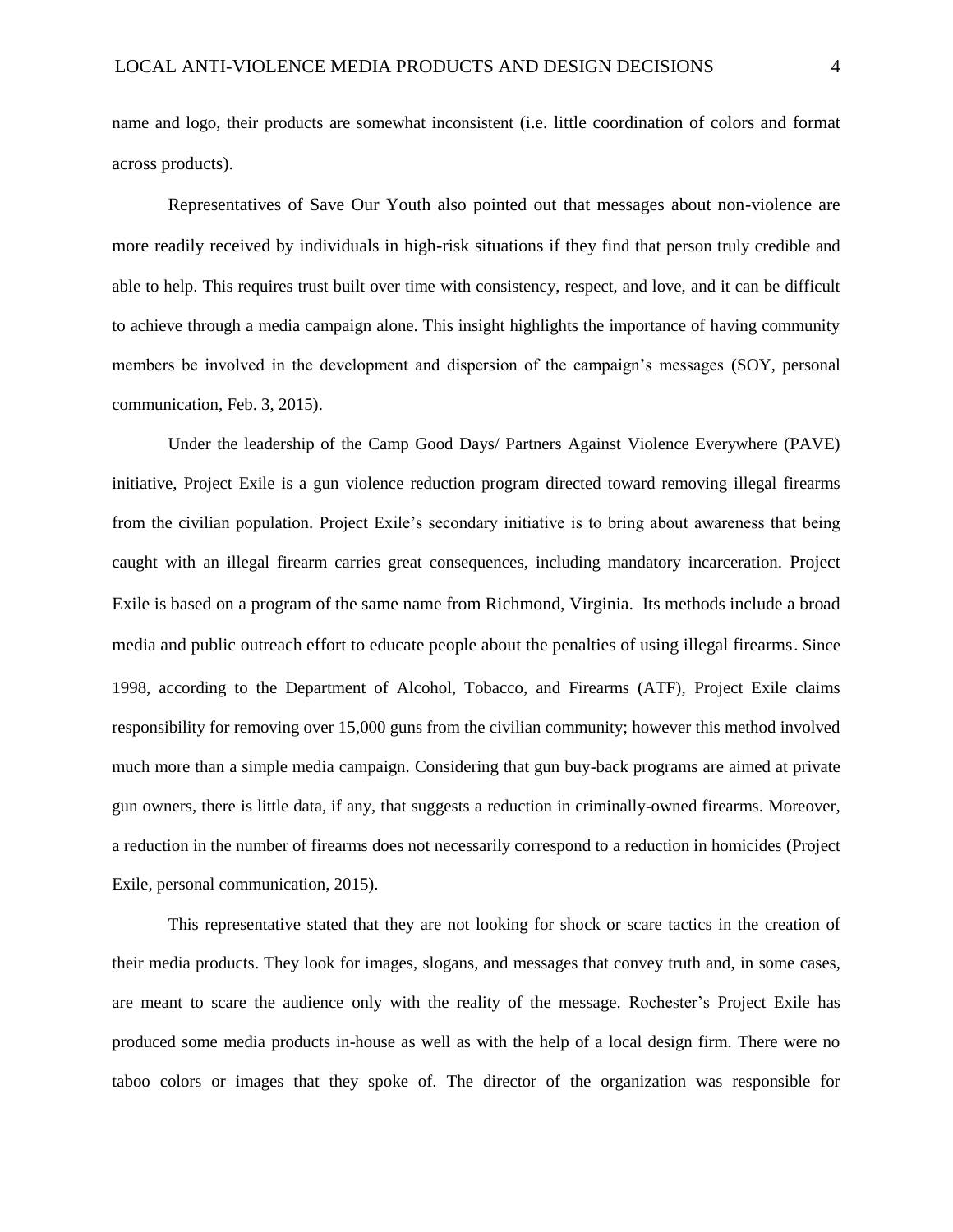name and logo, their products are somewhat inconsistent (i.e. little coordination of colors and format across products).

Representatives of Save Our Youth also pointed out that messages about non-violence are more readily received by individuals in high-risk situations if they find that person truly credible and able to help. This requires trust built over time with consistency, respect, and love, and it can be difficult to achieve through a media campaign alone. This insight highlights the importance of having community members be involved in the development and dispersion of the campaign's messages (SOY, personal communication, Feb. 3, 2015).

Under the leadership of the Camp Good Days/ Partners Against Violence Everywhere (PAVE) initiative, Project Exile is a gun violence reduction program directed toward removing illegal firearms from the civilian population. Project Exile's secondary initiative is to bring about awareness that being caught with an illegal firearm carries great consequences, including mandatory incarceration. Project Exile is based on a program of the same name from Richmond, Virginia. Its methods include a broad media and public outreach effort to educate people about the penalties of using illegal firearms. Since 1998, according to the Department of Alcohol, Tobacco, and Firearms (ATF), Project Exile claims responsibility for removing over 15,000 guns from the civilian community; however this method involved much more than a simple media campaign. Considering that gun buy-back programs are aimed at private gun owners, there is little data, if any, that suggests a reduction in criminally-owned firearms. Moreover, a reduction in the number of firearms does not necessarily correspond to a reduction in homicides (Project Exile, personal communication, 2015).

This representative stated that they are not looking for shock or scare tactics in the creation of their media products. They look for images, slogans, and messages that convey truth and, in some cases, are meant to scare the audience only with the reality of the message. Rochester's Project Exile has produced some media products in-house as well as with the help of a local design firm. There were no taboo colors or images that they spoke of. The director of the organization was responsible for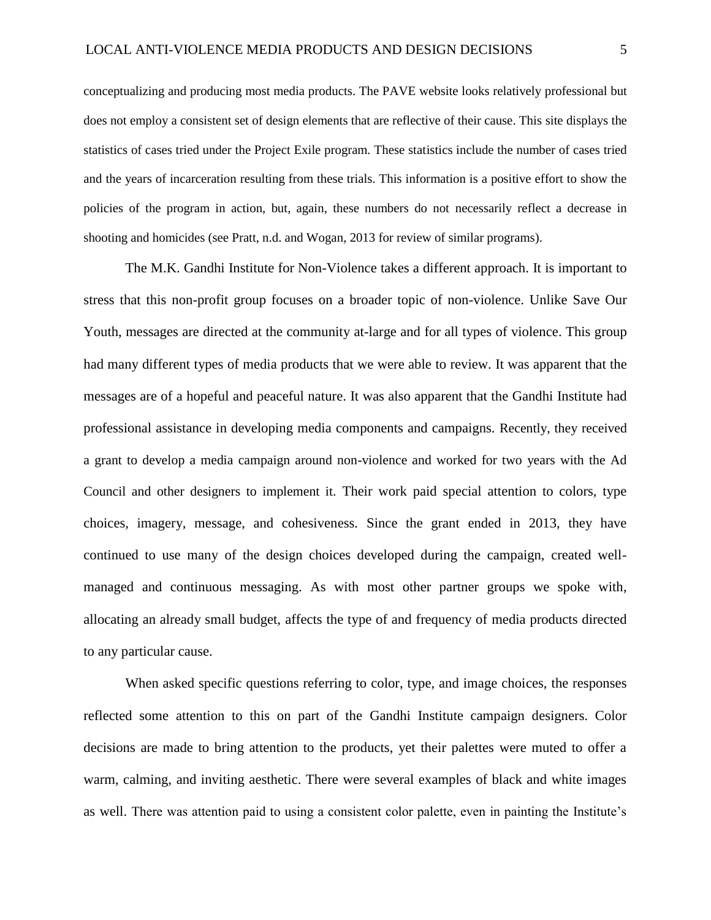conceptualizing and producing most media products. The PAVE website looks relatively professional but does not employ a consistent set of design elements that are reflective of their cause. This site displays the statistics of cases tried under the Project Exile program. These statistics include the number of cases tried and the years of incarceration resulting from these trials. This information is a positive effort to show the policies of the program in action, but, again, these numbers do not necessarily reflect a decrease in shooting and homicides (see Pratt, n.d. and Wogan, 2013 for review of similar programs).

The M.K. Gandhi Institute for Non-Violence takes a different approach. It is important to stress that this non-profit group focuses on a broader topic of non-violence. Unlike Save Our Youth, messages are directed at the community at-large and for all types of violence. This group had many different types of media products that we were able to review. It was apparent that the messages are of a hopeful and peaceful nature. It was also apparent that the Gandhi Institute had professional assistance in developing media components and campaigns. Recently, they received a grant to develop a media campaign around non-violence and worked for two years with the Ad Council and other designers to implement it. Their work paid special attention to colors, type choices, imagery, message, and cohesiveness. Since the grant ended in 2013, they have continued to use many of the design choices developed during the campaign, created well-managed and continuous messaging. As with most other partner groups we spoke with, allocating an already small budget, affects the type of and frequency of media products directed to any particular cause.

When asked specific questions referring to color, type, and image choices, the responses reflected some attention to this on part of the Gandhi Institute campaign designers. Color decisions are made to bring attention to the products, yet their palettes were muted to offer a warm, calming, and inviting aesthetic. There were several examples of black and white images as well. There was attention paid to using a consistent color palette, even in painting the Institute's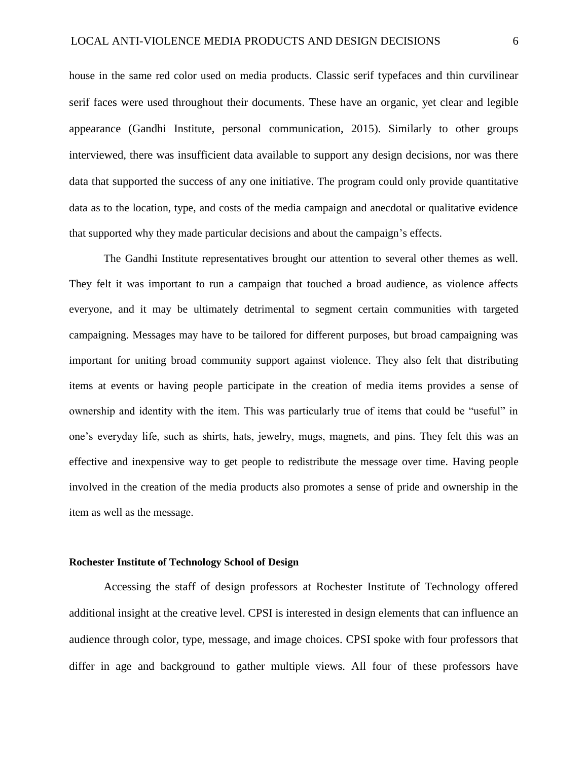house in the same red color used on media products. Classic serif typefaces and thin curvilinear serif faces were used throughout their documents. These have an organic, yet clear and legible appearance (Gandhi Institute, personal communication, 2015). Similarly to other groups interviewed, there was insufficient data available to support any design decisions, nor was there data that supported the success of any one initiative. The program could only provide quantitative data as to the location, type, and costs of the media campaign and anecdotal or qualitative evidence that supported why they made particular decisions and about the campaign's effects.

The Gandhi Institute representatives brought our attention to several other themes as well. They felt it was important to run a campaign that touched a broad audience, as violence affects everyone, and it may be ultimately detrimental to segment certain communities with targeted campaigning. Messages may have to be tailored for different purposes, but broad campaigning was important for uniting broad community support against violence. They also felt that distributing items at events or having people participate in the creation of media items provides a sense of ownership and identity with the item. This was particularly true of items that could be "useful" in one's everyday life, such as shirts, hats, jewelry, mugs, magnets, and pins. They felt this was an effective and inexpensive way to get people to redistribute the message over time. Having people involved in the creation of the media products also promotes a sense of pride and ownership in the item as well as the message.

**Rochester Institute of Technology School of Design**

Accessing the staff of design professors at Rochester Institute of Technology offered additional insight at the creative level. CPSI is interested in design elements that can influence an audience through color, type, message, and image choices. CPSI spoke with four professors that differ in age and background to gather multiple views. All four of these professors have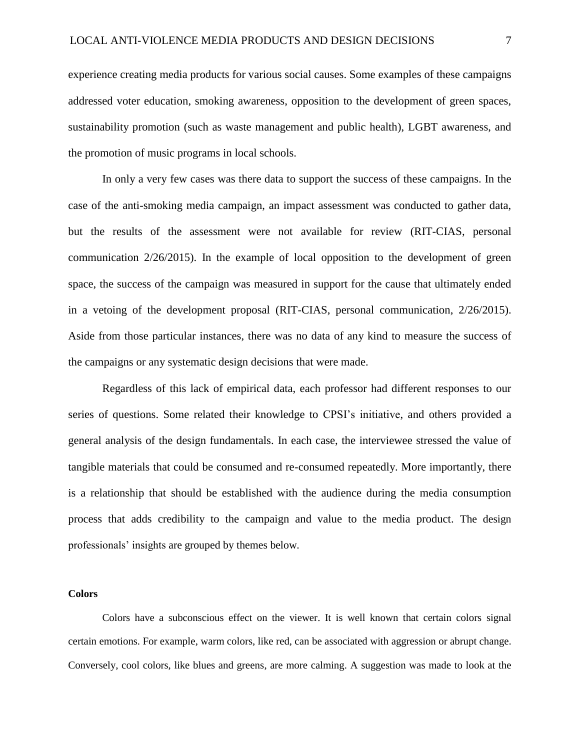experience creating media products for various social causes. Some examples of these campaigns addressed voter education, smoking awareness, opposition to the development of green spaces, sustainability promotion (such as waste management and public health), LGBT awareness, and the promotion of music programs in local schools.

In only a very few cases was there data to support the success of these campaigns. In the case of the anti-smoking media campaign, an impact assessment was conducted to gather data, but the results of the assessment were not available for review (RIT-CIAS, personal communication 2/26/2015). In the example of local opposition to the development of green space, the success of the campaign was measured in support for the cause that ultimately ended in a vetoing of the development proposal (RIT-CIAS, personal communication, 2/26/2015). Aside from those particular instances, there was no data of any kind to measure the success of the campaigns or any systematic design decisions that were made.

Regardless of this lack of empirical data, each professor had different responses to our series of questions. Some related their knowledge to CPSI's initiative, and others provided a general analysis of the design fundamentals. In each case, the interviewee stressed the value of tangible materials that could be consumed and re-consumed repeatedly. More importantly, there is a relationship that should be established with the audience during the media consumption process that adds credibility to the campaign and value to the media product. The design professionals' insights are grouped by themes below.

**Colors**

Colors have a subconscious effect on the viewer. It is well known that certain colors signal certain emotions. For example, warm colors, like red, can be associated with aggression or abrupt change. Conversely, cool colors, like blues and greens, are more calming. A suggestion was made to look at the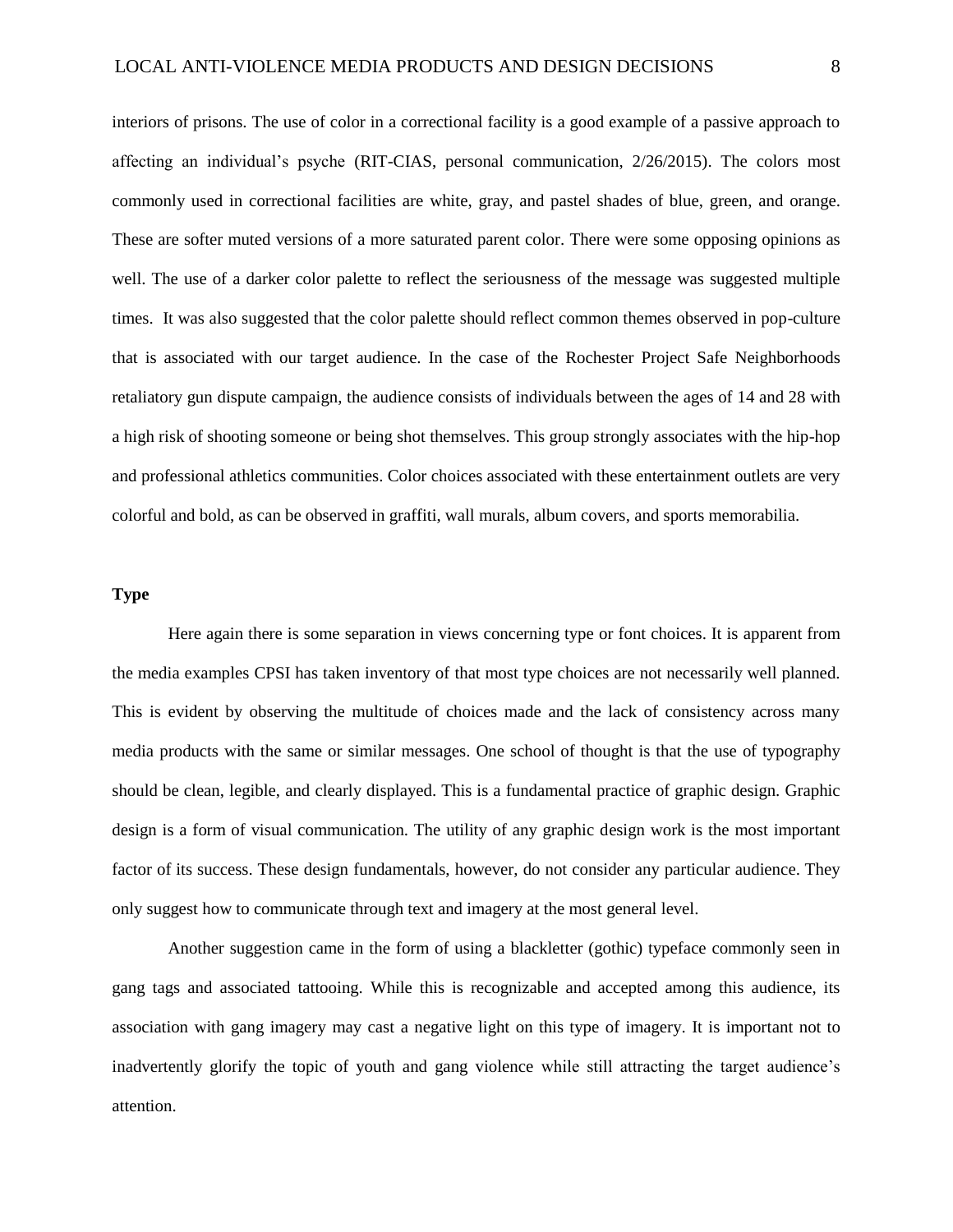interiors of prisons. The use of color in a correctional facility is a good example of a passive approach to affecting an individual's psyche (RIT-CIAS, personal communication, 2/26/2015). The colors most commonly used in correctional facilities are white, gray, and pastel shades of blue, green, and orange. These are softer muted versions of a more saturated parent color. There were some opposing opinions as well. The use of a darker color palette to reflect the seriousness of the message was suggested multiple times. It was also suggested that the color palette should reflect common themes observed in pop-culture that is associated with our target audience. In the case of the Rochester Project Safe Neighborhoods retaliatory gun dispute campaign, the audience consists of individuals between the ages of 14 and 28 with a high risk of shooting someone or being shot themselves. This group strongly associates with the hip-hop and professional athletics communities. Color choices associated with these entertainment outlets are very colorful and bold, as can be observed in graffiti, wall murals, album covers, and sports memorabilia.

**Type**

Here again there is some separation in views concerning type or font choices. It is apparent from the media examples CPSI has taken inventory of that most type choices are not necessarily well planned. This is evident by observing the multitude of choices made and the lack of consistency across many media products with the same or similar messages. One school of thought is that the use of typography should be clean, legible, and clearly displayed. This is a fundamental practice of graphic design. Graphic design is a form of visual communication. The utility of any graphic design work is the most important factor of its success. These design fundamentals, however, do not consider any particular audience. They only suggest how to communicate through text and imagery at the most general level.

Another suggestion came in the form of using a blackletter (gothic) typeface commonly seen in gang tags and associated tattooing. While this is recognizable and accepted among this audience, its association with gang imagery may cast a negative light on this type of imagery. It is important not to inadvertently glorify the topic of youth and gang violence while still attracting the target audience's attention.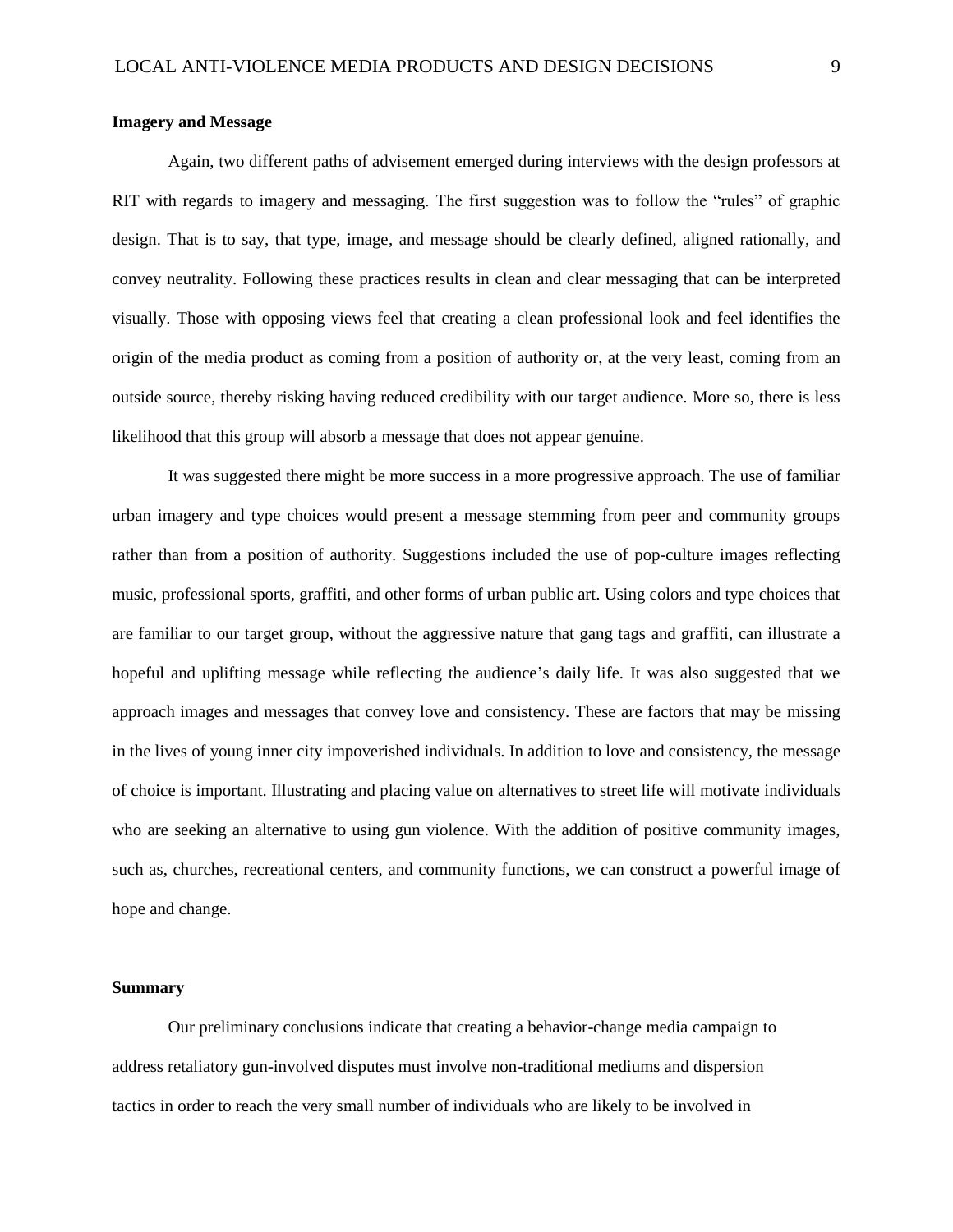**Imagery and Message**

Again, two different paths of advisement emerged during interviews with the design professors at RIT with regards to imagery and messaging. The first suggestion was to follow the "rules" of graphic design. That is to say, that type, image, and message should be clearly defined, aligned rationally, and convey neutrality. Following these practices results in clean and clear messaging that can be interpreted visually. Those with opposing views feel that creating a clean professional look and feel identifies the origin of the media product as coming from a position of authority or, at the very least, coming from an outside source, thereby risking having reduced credibility with our target audience. More so, there is less likelihood that this group will absorb a message that does not appear genuine.

It was suggested there might be more success in a more progressive approach. The use of familiar urban imagery and type choices would present a message stemming from peer and community groups rather than from a position of authority. Suggestions included the use of pop-culture images reflecting music, professional sports, graffiti, and other forms of urban public art. Using colors and type choices that are familiar to our target group, without the aggressive nature that gang tags and graffiti, can illustrate a hopeful and uplifting message while reflecting the audience's daily life. It was also suggested that we approach images and messages that convey love and consistency. These are factors that may be missing in the lives of young inner city impoverished individuals. In addition to love and consistency, the message of choice is important. Illustrating and placing value on alternatives to street life will motivate individuals who are seeking an alternative to using gun violence. With the addition of positive community images, such as, churches, recreational centers, and community functions, we can construct a powerful image of hope and change.

**Summary**

Our preliminary conclusions indicate that creating a behavior-change media campaign to address retaliatory gun-involved disputes must involve non-traditional mediums and dispersion tactics in order to reach the very small number of individuals who are likely to be involved in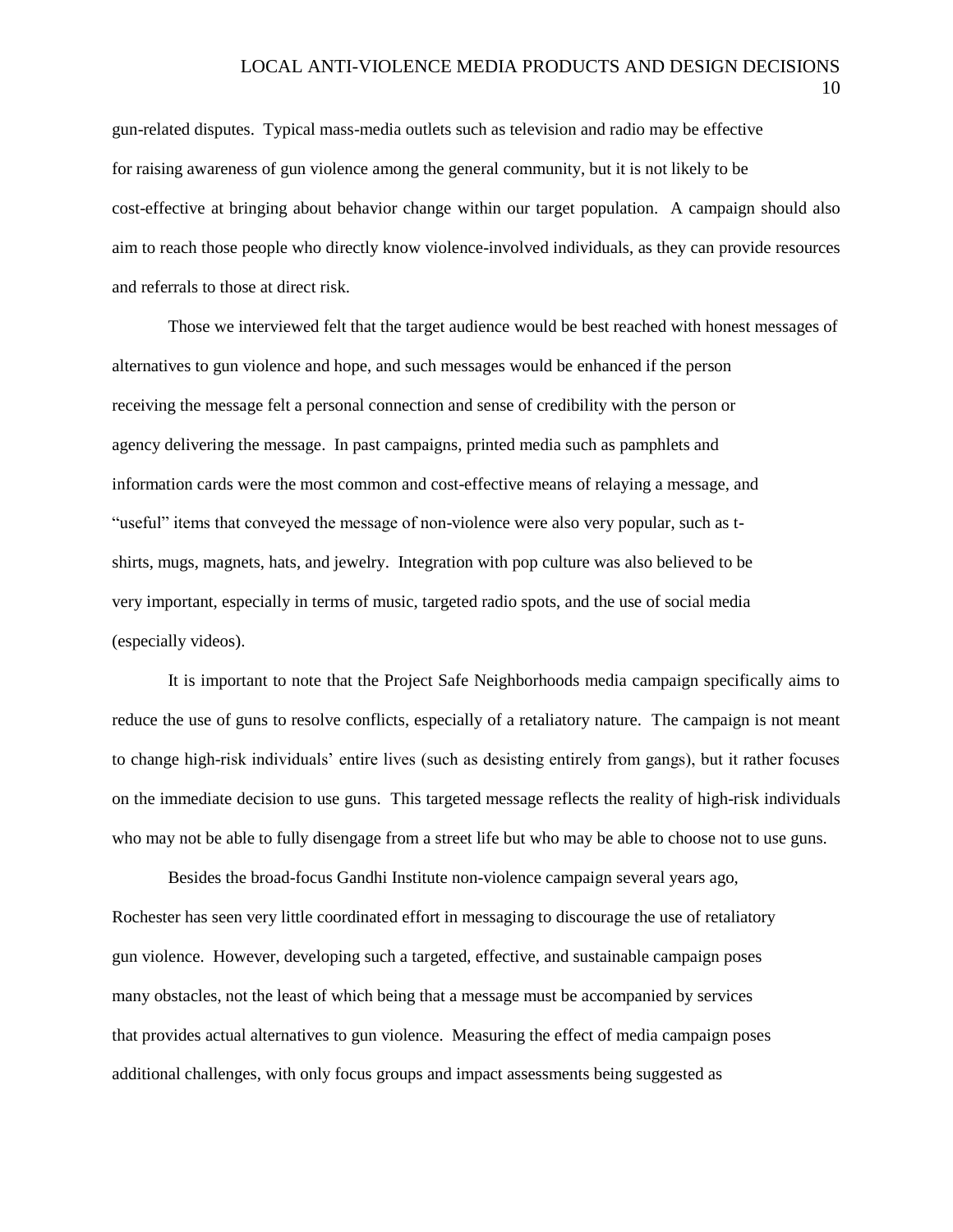gun-related disputes. Typical mass-media outlets such as television and radio may be effective for raising awareness of gun violence among the general community, but it is not likely to be cost-effective at bringing about behavior change within our target population. A campaign should also aim to reach those people who directly know violence-involved individuals, as they can provide resources and referrals to those at direct risk.

Those we interviewed felt that the target audience would be best reached with honest messages of alternatives to gun violence and hope, and such messages would be enhanced if the person receiving the message felt a personal connection and sense of credibility with the person or agency delivering the message. In past campaigns, printed media such as pamphlets and information cards were the most common and cost-effective means of relaying a message, and "useful" items that conveyed the message of non-violence were also very popular, such as t-shirts, mugs, magnets, hats, and jewelry. Integration with pop culture was also believed to be very important, especially in terms of music, targeted radio spots, and the use of social media (especially videos).

It is important to note that the Project Safe Neighborhoods media campaign specifically aims to reduce the use of guns to resolve conflicts, especially of a retaliatory nature. The campaign is not meant to change high-risk individuals' entire lives (such as desisting entirely from gangs), but it rather focuses on the immediate decision to use guns. This targeted message reflects the reality of high-risk individuals who may not be able to fully disengage from a street life but who may be able to choose not to use guns.

Besides the broad-focus Gandhi Institute non-violence campaign several years ago, Rochester has seen very little coordinated effort in messaging to discourage the use of retaliatory gun violence. However, developing such a targeted, effective, and sustainable campaign poses many obstacles, not the least of which being that a message must be accompanied by services that provides actual alternatives to gun violence. Measuring the effect of media campaign poses additional challenges, with only focus groups and impact assessments being suggested as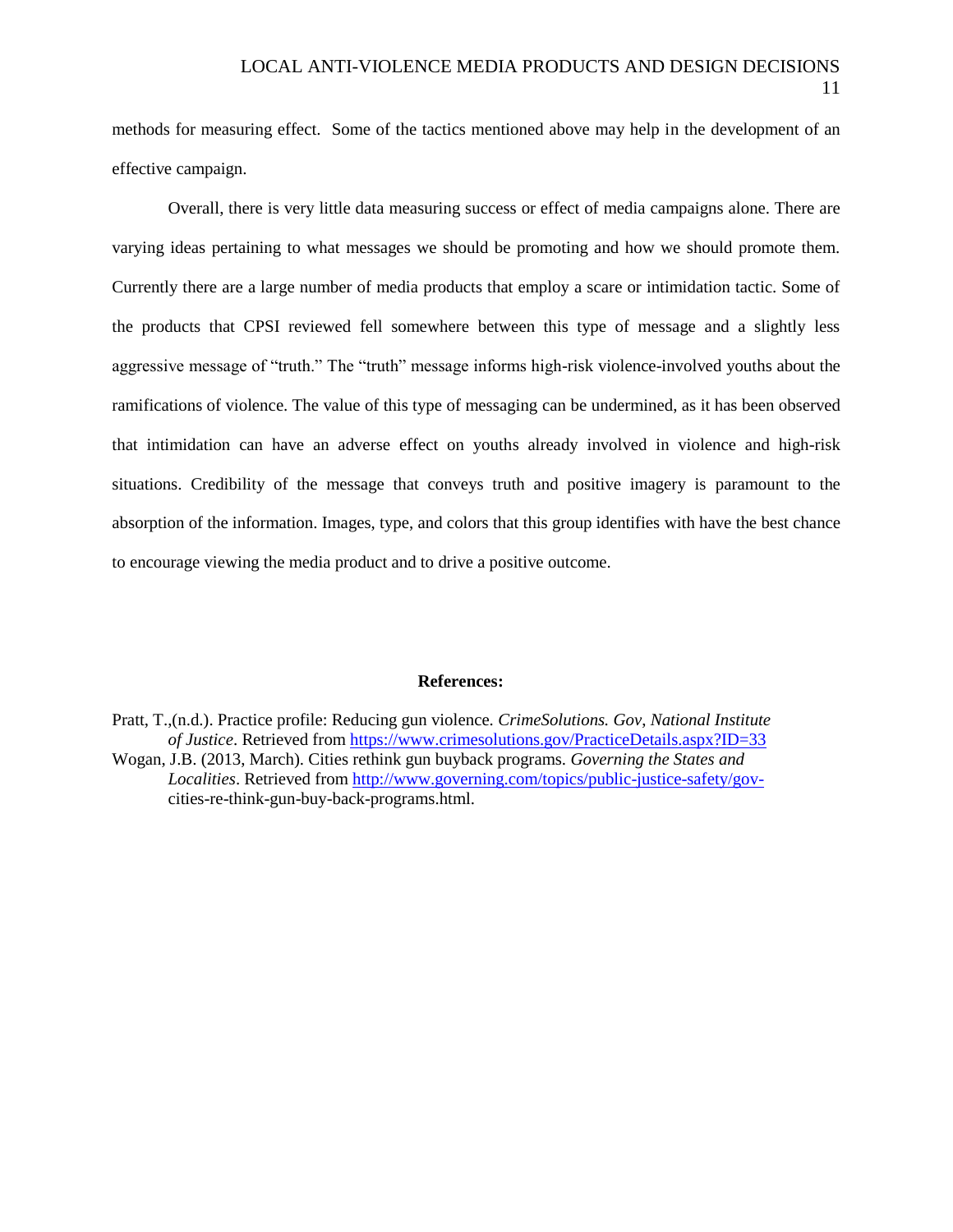methods for measuring effect. Some of the tactics mentioned above may help in the development of an effective campaign.

Overall, there is very little data measuring success or effect of media campaigns alone. There are varying ideas pertaining to what messages we should be promoting and how we should promote them. Currently there are a large number of media products that employ a scare or intimidation tactic. Some of the products that CPSI reviewed fell somewhere between this type of message and a slightly less aggressive message of "truth." The "truth" message informs high-risk violence-involved youths about the ramifications of violence. The value of this type of messaging can be undermined, as it has been observed that intimidation can have an adverse effect on youths already involved in violence and high-risk situations. Credibility of the message that conveys truth and positive imagery is paramount to the absorption of the information. Images, type, and colors that this group identifies with have the best chance to encourage viewing the media product and to drive a positive outcome.

**References:**

Pratt, T.,(n.d.). Practice profile: Reducing gun violence. *CrimeSolutions. Gov, National Institute of Justice*. Retrieved from https://www.crimesolutions.gov/PracticeDetails.aspx?ID=33

Wogan, J.B. (2013, March). Cities rethink gun buyback programs. *Governing the States and Localities*. Retrieved from http://www.governing.com/topics/public-justice-safety/gov-cities-re-think-gun-buy-back-programs.html.